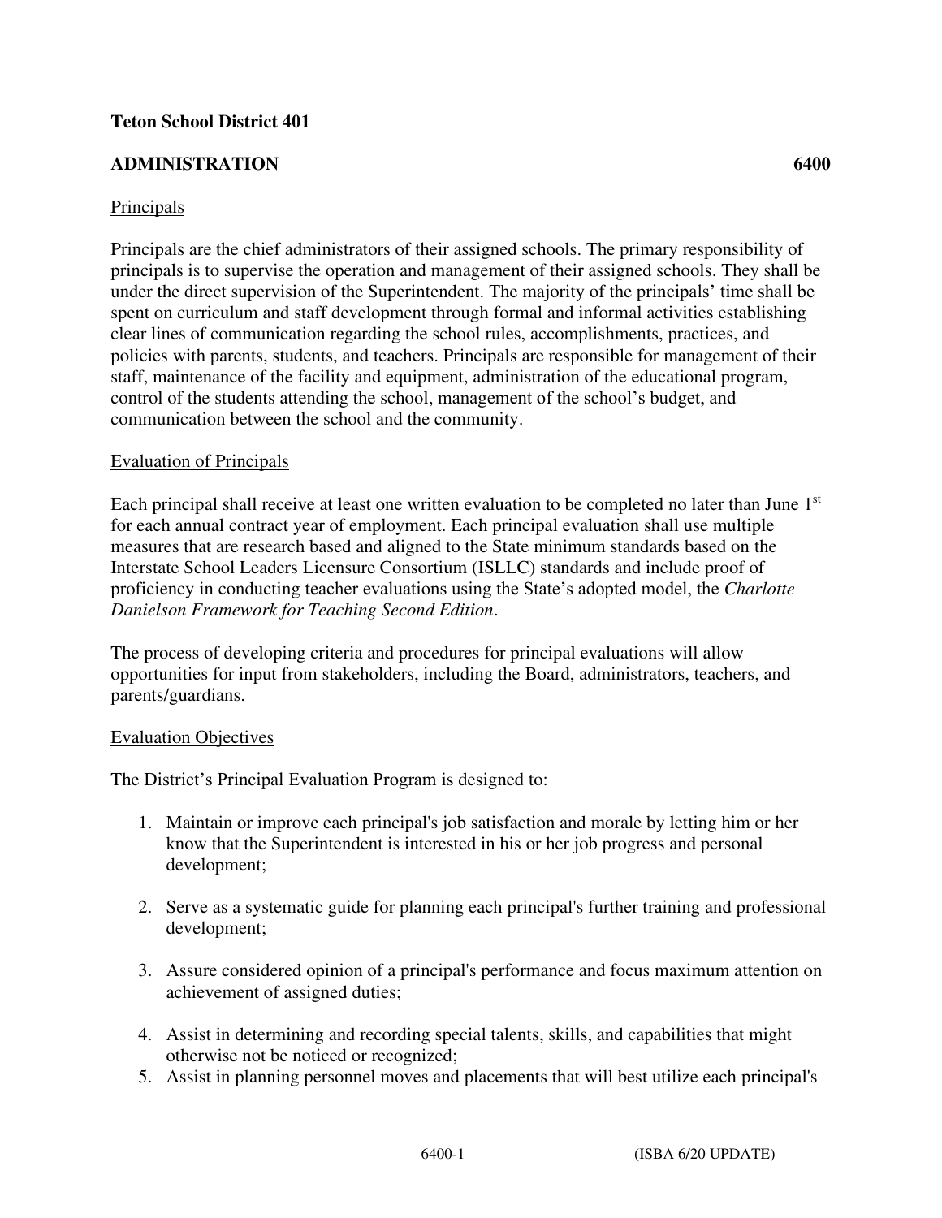**Teton School District 401**

**ADMINISTRATION** **6400**

Principals

Principals are the chief administrators of their assigned schools. The primary responsibility of principals is to supervise the operation and management of their assigned schools. They shall be under the direct supervision of the Superintendent. The majority of the principals' time shall be spent on curriculum and staff development through formal and informal activities establishing clear lines of communication regarding the school rules, accomplishments, practices, and policies with parents, students, and teachers. Principals are responsible for management of their staff, maintenance of the facility and equipment, administration of the educational program, control of the students attending the school, management of the school's budget, and communication between the school and the community.

Evaluation of Principals

Each principal shall receive at least one written evaluation to be completed no later than June 1st for each annual contract year of employment. Each principal evaluation shall use multiple measures that are research based and aligned to the State minimum standards based on the Interstate School Leaders Licensure Consortium (ISLLC) standards and include proof of proficiency in conducting teacher evaluations using the State's adopted model, the *Charlotte Danielson Framework for Teaching Second Edition*.

The process of developing criteria and procedures for principal evaluations will allow opportunities for input from stakeholders, including the Board, administrators, teachers, and parents/guardians.

Evaluation Objectives

The District's Principal Evaluation Program is designed to:

1. Maintain or improve each principal's job satisfaction and morale by letting him or her know that the Superintendent is interested in his or her job progress and personal development;

2. Serve as a systematic guide for planning each principal's further training and professional development;

3. Assure considered opinion of a principal's performance and focus maximum attention on achievement of assigned duties;

4. Assist in determining and recording special talents, skills, and capabilities that might otherwise not be noticed or recognized;
5. Assist in planning personnel moves and placements that will best utilize each principal's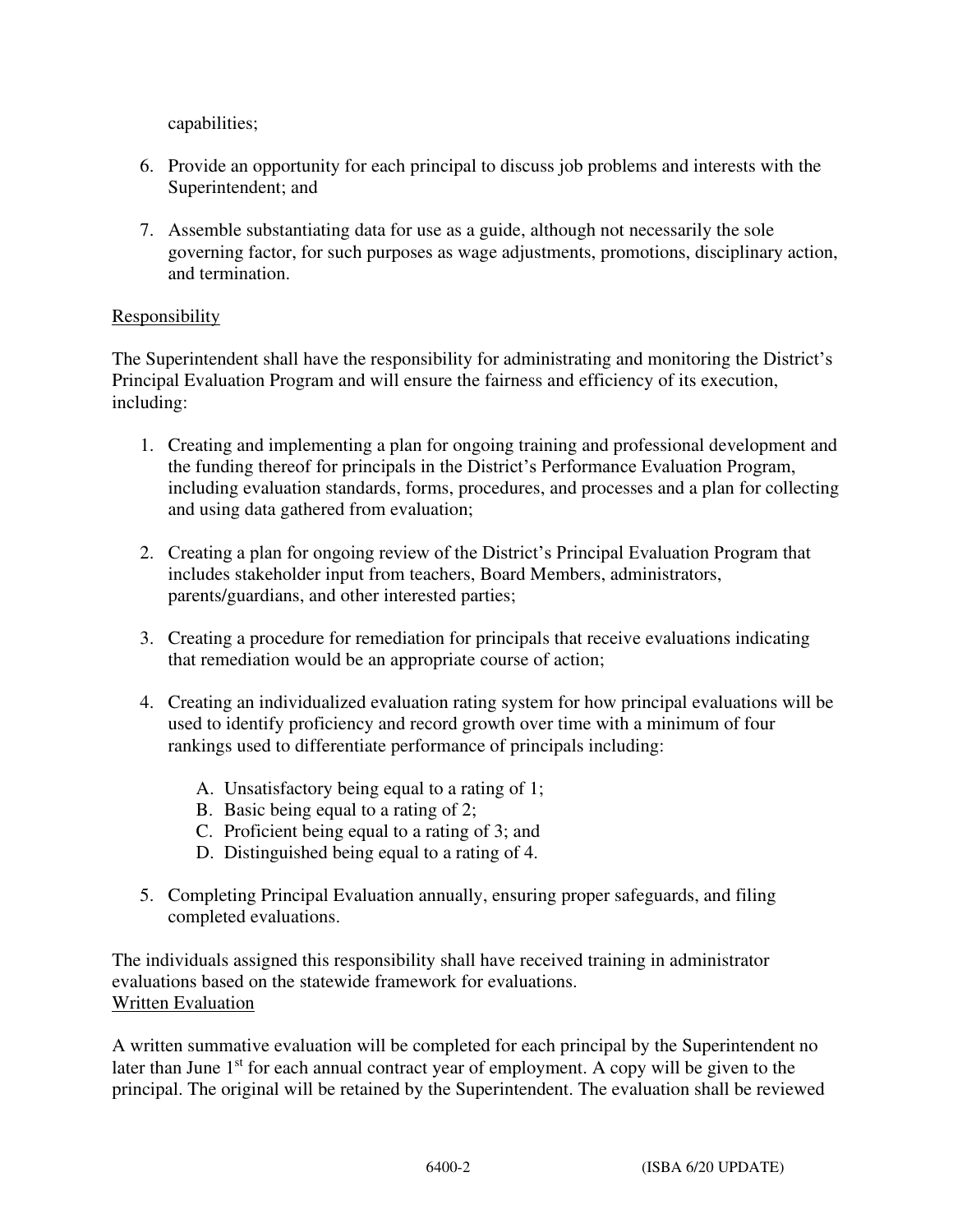capabilities;

6. Provide an opportunity for each principal to discuss job problems and interests with the Superintendent; and

7. Assemble substantiating data for use as a guide, although not necessarily the sole governing factor, for such purposes as wage adjustments, promotions, disciplinary action, and termination.

<u>Responsibility</u>

The Superintendent shall have the responsibility for administrating and monitoring the District's Principal Evaluation Program and will ensure the fairness and efficiency of its execution, including:

1. Creating and implementing a plan for ongoing training and professional development and the funding thereof for principals in the District's Performance Evaluation Program, including evaluation standards, forms, procedures, and processes and a plan for collecting and using data gathered from evaluation;

2. Creating a plan for ongoing review of the District's Principal Evaluation Program that includes stakeholder input from teachers, Board Members, administrators, parents/guardians, and other interested parties;

3. Creating a procedure for remediation for principals that receive evaluations indicating that remediation would be an appropriate course of action;

4. Creating an individualized evaluation rating system for how principal evaluations will be used to identify proficiency and record growth over time with a minimum of four rankings used to differentiate performance of principals including:

   A. Unsatisfactory being equal to a rating of 1;
   B. Basic being equal to a rating of 2;
   C. Proficient being equal to a rating of 3; and
   D. Distinguished being equal to a rating of 4.

5. Completing Principal Evaluation annually, ensuring proper safeguards, and filing completed evaluations.

The individuals assigned this responsibility shall have received training in administrator evaluations based on the statewide framework for evaluations.

<u>Written Evaluation</u>

A written summative evaluation will be completed for each principal by the Superintendent no later than June 1st for each annual contract year of employment. A copy will be given to the principal. The original will be retained by the Superintendent. The evaluation shall be reviewed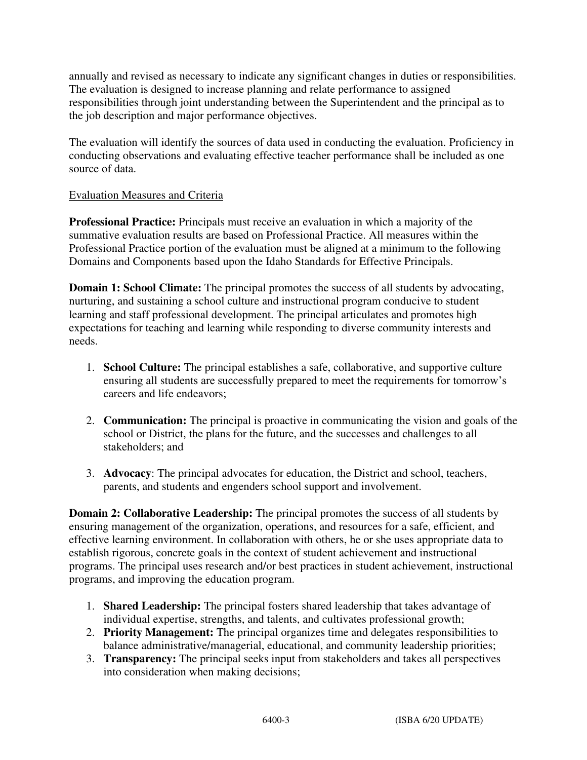annually and revised as necessary to indicate any significant changes in duties or responsibilities. The evaluation is designed to increase planning and relate performance to assigned responsibilities through joint understanding between the Superintendent and the principal as to the job description and major performance objectives.

The evaluation will identify the sources of data used in conducting the evaluation. Proficiency in conducting observations and evaluating effective teacher performance shall be included as one source of data.

<u>Evaluation Measures and Criteria</u>

**Professional Practice:** Principals must receive an evaluation in which a majority of the summative evaluation results are based on Professional Practice. All measures within the Professional Practice portion of the evaluation must be aligned at a minimum to the following Domains and Components based upon the Idaho Standards for Effective Principals.

**Domain 1: School Climate:** The principal promotes the success of all students by advocating, nurturing, and sustaining a school culture and instructional program conducive to student learning and staff professional development. The principal articulates and promotes high expectations for teaching and learning while responding to diverse community interests and needs.

1. **School Culture:** The principal establishes a safe, collaborative, and supportive culture ensuring all students are successfully prepared to meet the requirements for tomorrow's careers and life endeavors;

2. **Communication:** The principal is proactive in communicating the vision and goals of the school or District, the plans for the future, and the successes and challenges to all stakeholders; and

3. **Advocacy**: The principal advocates for education, the District and school, teachers, parents, and students and engenders school support and involvement.

**Domain 2: Collaborative Leadership:** The principal promotes the success of all students by ensuring management of the organization, operations, and resources for a safe, efficient, and effective learning environment. In collaboration with others, he or she uses appropriate data to establish rigorous, concrete goals in the context of student achievement and instructional programs. The principal uses research and/or best practices in student achievement, instructional programs, and improving the education program.

1. **Shared Leadership:** The principal fosters shared leadership that takes advantage of individual expertise, strengths, and talents, and cultivates professional growth;
2. **Priority Management:** The principal organizes time and delegates responsibilities to balance administrative/managerial, educational, and community leadership priorities;
3. **Transparency:** The principal seeks input from stakeholders and takes all perspectives into consideration when making decisions;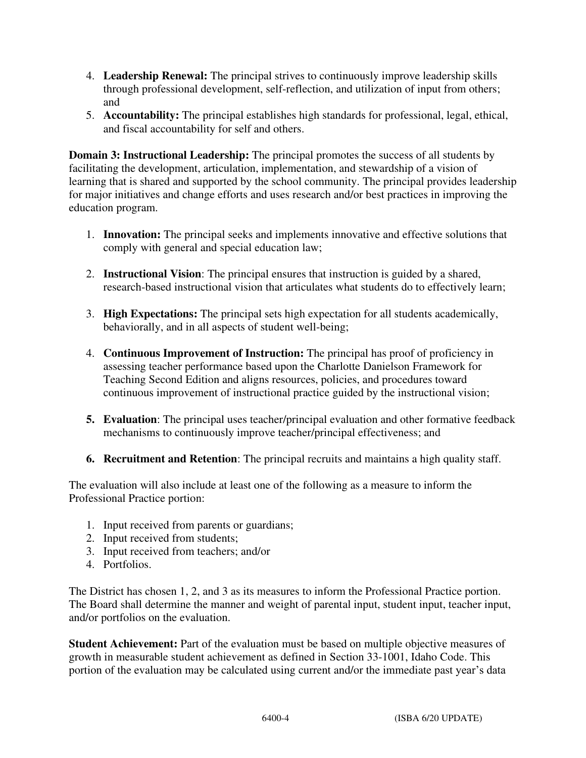4. **Leadership Renewal:** The principal strives to continuously improve leadership skills through professional development, self-reflection, and utilization of input from others; and
5. **Accountability:** The principal establishes high standards for professional, legal, ethical, and fiscal accountability for self and others.

**Domain 3: Instructional Leadership:** The principal promotes the success of all students by facilitating the development, articulation, implementation, and stewardship of a vision of learning that is shared and supported by the school community. The principal provides leadership for major initiatives and change efforts and uses research and/or best practices in improving the education program.

1. **Innovation:** The principal seeks and implements innovative and effective solutions that comply with general and special education law;

2. **Instructional Vision**: The principal ensures that instruction is guided by a shared, research-based instructional vision that articulates what students do to effectively learn;

3. **High Expectations:** The principal sets high expectation for all students academically, behaviorally, and in all aspects of student well-being;

4. **Continuous Improvement of Instruction:** The principal has proof of proficiency in assessing teacher performance based upon the Charlotte Danielson Framework for Teaching Second Edition and aligns resources, policies, and procedures toward continuous improvement of instructional practice guided by the instructional vision;

5. **Evaluation**: The principal uses teacher/principal evaluation and other formative feedback mechanisms to continuously improve teacher/principal effectiveness; and

6. **Recruitment and Retention**: The principal recruits and maintains a high quality staff.

The evaluation will also include at least one of the following as a measure to inform the Professional Practice portion:

1. Input received from parents or guardians;
2. Input received from students;
3. Input received from teachers; and/or
4. Portfolios.

The District has chosen 1, 2, and 3 as its measures to inform the Professional Practice portion. The Board shall determine the manner and weight of parental input, student input, teacher input, and/or portfolios on the evaluation.

**Student Achievement:** Part of the evaluation must be based on multiple objective measures of growth in measurable student achievement as defined in Section 33-1001, Idaho Code. This portion of the evaluation may be calculated using current and/or the immediate past year's data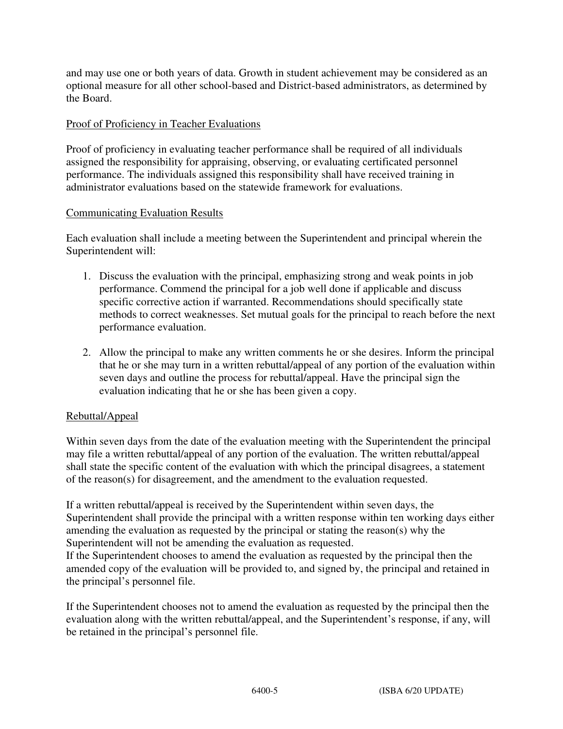and may use one or both years of data. Growth in student achievement may be considered as an optional measure for all other school-based and District-based administrators, as determined by the Board.

Proof of Proficiency in Teacher Evaluations

Proof of proficiency in evaluating teacher performance shall be required of all individuals assigned the responsibility for appraising, observing, or evaluating certificated personnel performance. The individuals assigned this responsibility shall have received training in administrator evaluations based on the statewide framework for evaluations.

Communicating Evaluation Results

Each evaluation shall include a meeting between the Superintendent and principal wherein the Superintendent will:

1. Discuss the evaluation with the principal, emphasizing strong and weak points in job performance. Commend the principal for a job well done if applicable and discuss specific corrective action if warranted. Recommendations should specifically state methods to correct weaknesses. Set mutual goals for the principal to reach before the next performance evaluation.

2. Allow the principal to make any written comments he or she desires. Inform the principal that he or she may turn in a written rebuttal/appeal of any portion of the evaluation within seven days and outline the process for rebuttal/appeal. Have the principal sign the evaluation indicating that he or she has been given a copy.

Rebuttal/Appeal

Within seven days from the date of the evaluation meeting with the Superintendent the principal may file a written rebuttal/appeal of any portion of the evaluation. The written rebuttal/appeal shall state the specific content of the evaluation with which the principal disagrees, a statement of the reason(s) for disagreement, and the amendment to the evaluation requested.

If a written rebuttal/appeal is received by the Superintendent within seven days, the Superintendent shall provide the principal with a written response within ten working days either amending the evaluation as requested by the principal or stating the reason(s) why the Superintendent will not be amending the evaluation as requested.
If the Superintendent chooses to amend the evaluation as requested by the principal then the amended copy of the evaluation will be provided to, and signed by, the principal and retained in the principal's personnel file.

If the Superintendent chooses not to amend the evaluation as requested by the principal then the evaluation along with the written rebuttal/appeal, and the Superintendent's response, if any, will be retained in the principal's personnel file.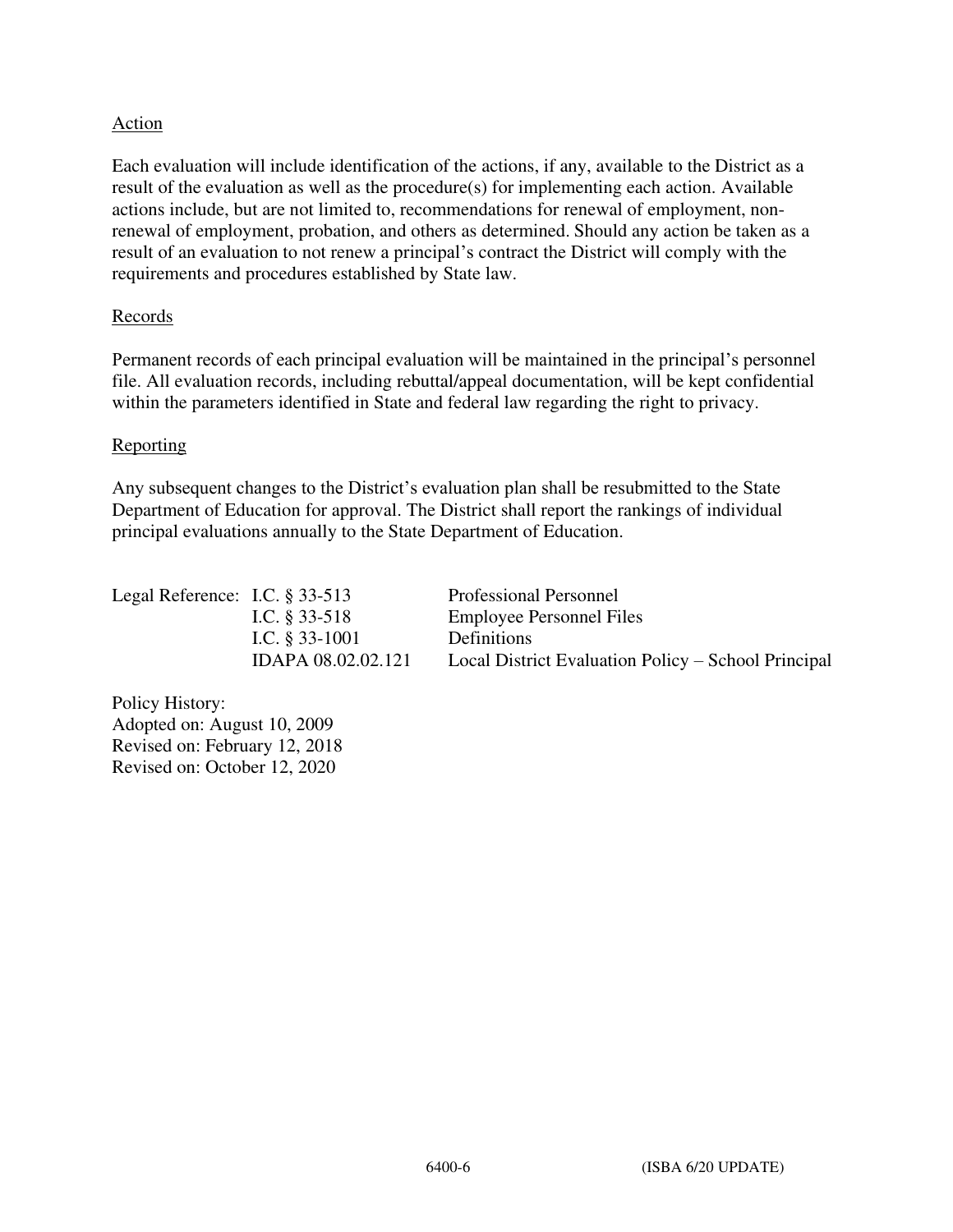## Action

Each evaluation will include identification of the actions, if any, available to the District as a result of the evaluation as well as the procedure(s) for implementing each action. Available actions include, but are not limited to, recommendations for renewal of employment, non-renewal of employment, probation, and others as determined. Should any action be taken as a result of an evaluation to not renew a principal's contract the District will comply with the requirements and procedures established by State law.

## Records

Permanent records of each principal evaluation will be maintained in the principal's personnel file. All evaluation records, including rebuttal/appeal documentation, will be kept confidential within the parameters identified in State and federal law regarding the right to privacy.

## Reporting

Any subsequent changes to the District's evaluation plan shall be resubmitted to the State Department of Education for approval. The District shall report the rankings of individual principal evaluations annually to the State Department of Education.

| | | |
|---|---|---|
| Legal Reference: | I.C. § 33-513 | Professional Personnel |
| | I.C. § 33-518 | Employee Personnel Files |
| | I.C. § 33-1001 | Definitions |
| | IDAPA 08.02.02.121 | Local District Evaluation Policy – School Principal |

Policy History:
Adopted on: August 10, 2009
Revised on: February 12, 2018
Revised on: October 12, 2020